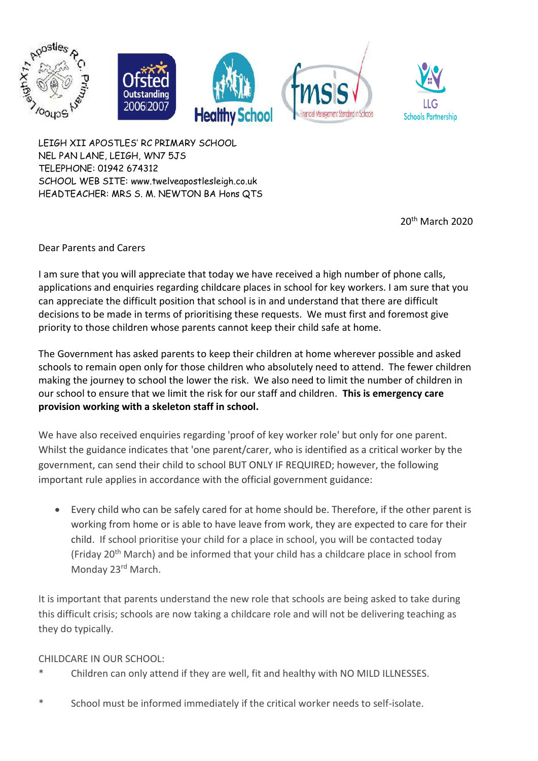LEIGH XII APOSTLES' RC PRIMARY SCHOOL
NEL PAN LANE, LEIGH, WN7 5JS
TELEPHONE: 01942 674312
SCHOOL WEB SITE: www.twelveapostlesleigh.co.uk
HEADTEACHER: MRS S. M. NEWTON BA Hons QTS

20th March 2020

Dear Parents and Carers

I am sure that you will appreciate that today we have received a high number of phone calls, applications and enquiries regarding childcare places in school for key workers. I am sure that you can appreciate the difficult position that school is in and understand that there are difficult decisions to be made in terms of prioritising these requests. We must first and foremost give priority to those children whose parents cannot keep their child safe at home.

The Government has asked parents to keep their children at home wherever possible and asked schools to remain open only for those children who absolutely need to attend. The fewer children making the journey to school the lower the risk. We also need to limit the number of children in our school to ensure that we limit the risk for our staff and children. **This is emergency care provision working with a skeleton staff in school.**

We have also received enquiries regarding 'proof of key worker role' but only for one parent. Whilst the guidance indicates that 'one parent/carer, who is identified as a critical worker by the government, can send their child to school BUT ONLY IF REQUIRED; however, the following important rule applies in accordance with the official government guidance:

- Every child who can be safely cared for at home should be. Therefore, if the other parent is working from home or is able to have leave from work, they are expected to care for their child. If school prioritise your child for a place in school, you will be contacted today (Friday 20th March) and be informed that your child has a childcare place in school from Monday 23rd March.

It is important that parents understand the new role that schools are being asked to take during this difficult crisis; schools are now taking a childcare role and will not be delivering teaching as they do typically.

CHILDCARE IN OUR SCHOOL:

* Children can only attend if they are well, fit and healthy with NO MILD ILLNESSES.

* School must be informed immediately if the critical worker needs to self-isolate.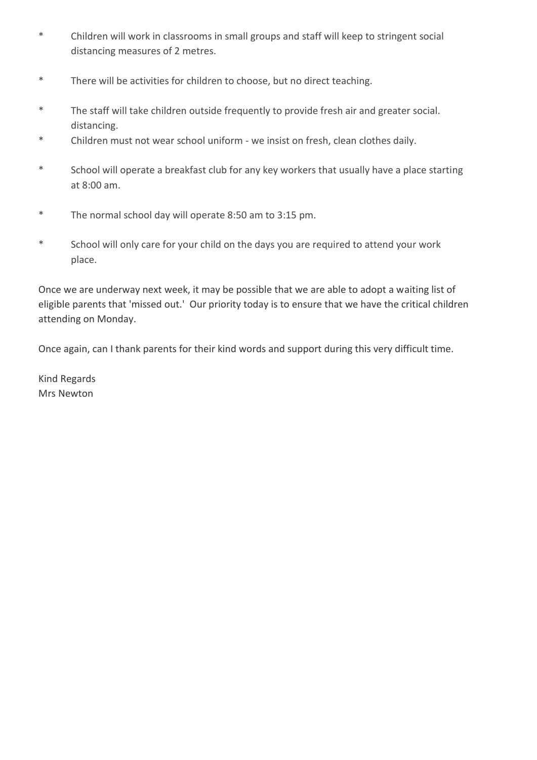* Children will work in classrooms in small groups and staff will keep to stringent social distancing measures of 2 metres.

* There will be activities for children to choose, but no direct teaching.

* The staff will take children outside frequently to provide fresh air and greater social. distancing.

* Children must not wear school uniform - we insist on fresh, clean clothes daily.

* School will operate a breakfast club for any key workers that usually have a place starting at 8:00 am.

* The normal school day will operate 8:50 am to 3:15 pm.

* School will only care for your child on the days you are required to attend your work place.

Once we are underway next week, it may be possible that we are able to adopt a waiting list of eligible parents that 'missed out.' Our priority today is to ensure that we have the critical children attending on Monday.

Once again, can I thank parents for their kind words and support during this very difficult time.

Kind Regards
Mrs Newton